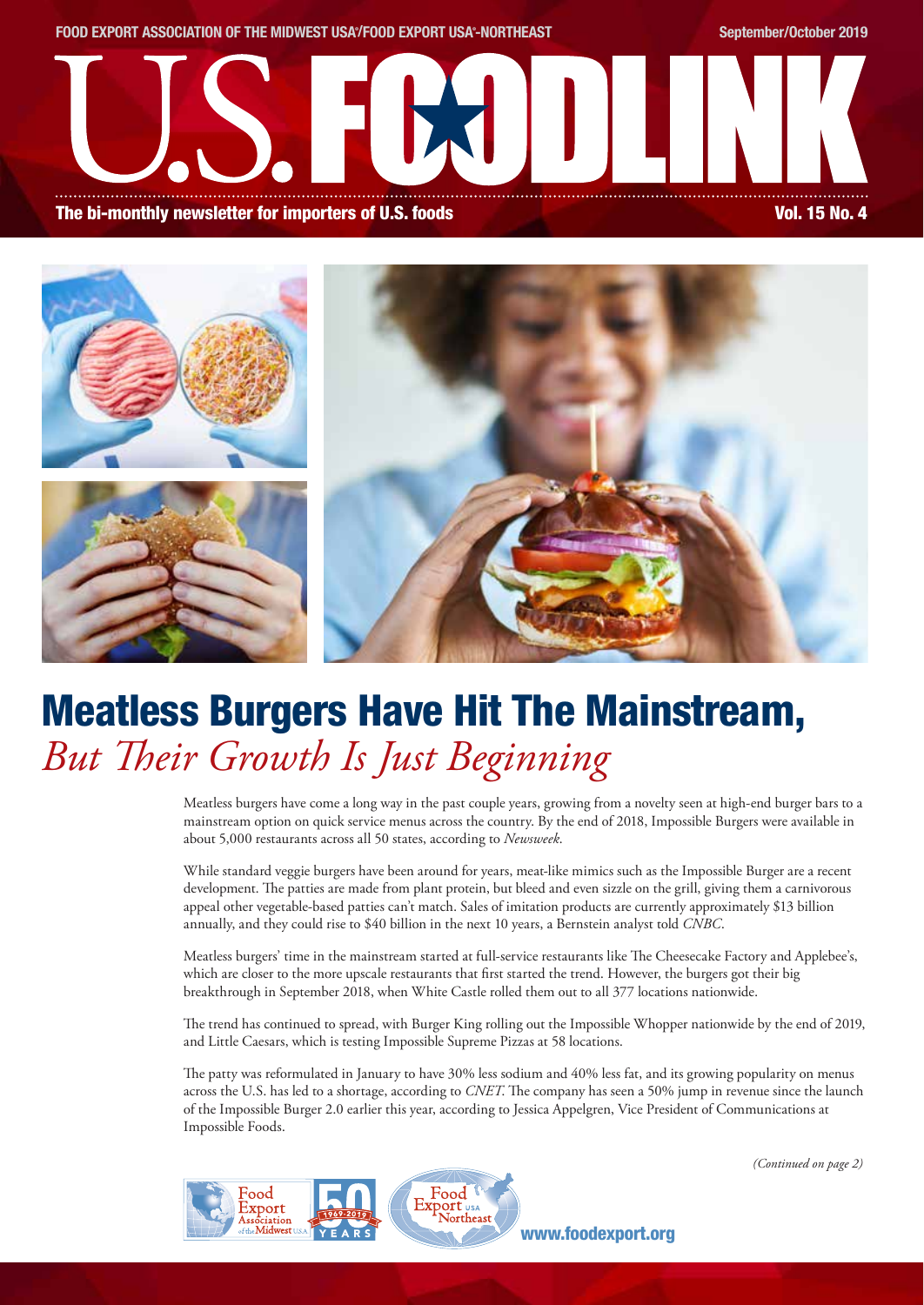FOOD EXPORT ASSOCIATION OF THE MIDWEST USA®/FOOD EXPORT USA®-NORTHEAST

September/October 2019

# U.S. FOODLINK

**The bi-monthly newsletter for importers of U.S. foods**

Vol. 15 No. 4

# Meatless Burgers Have Hit The Mainstream, *But Their Growth Is Just Beginning*

Meatless burgers have come a long way in the past couple years, growing from a novelty seen at high-end burger bars to a mainstream option on quick service menus across the country. By the end of 2018, Impossible Burgers were available in about 5,000 restaurants across all 50 states, according to *Newsweek*.

While standard veggie burgers have been around for years, meat-like mimics such as the Impossible Burger are a recent development. The patties are made from plant protein, but bleed and even sizzle on the grill, giving them a carnivorous appeal other vegetable-based patties can't match. Sales of imitation products are currently approximately $13 billion annually, and they could rise to $40 billion in the next 10 years, a Bernstein analyst told *CNBC*.

Meatless burgers' time in the mainstream started at full-service restaurants like The Cheesecake Factory and Applebee's, which are closer to the more upscale restaurants that first started the trend. However, the burgers got their big breakthrough in September 2018, when White Castle rolled them out to all 377 locations nationwide.

The trend has continued to spread, with Burger King rolling out the Impossible Whopper nationwide by the end of 2019, and Little Caesars, which is testing Impossible Supreme Pizzas at 58 locations.

The patty was reformulated in January to have 30% less sodium and 40% less fat, and its growing popularity on menus across the U.S. has led to a shortage, according to *CNET*. The company has seen a 50% jump in revenue since the launch of the Impossible Burger 2.0 earlier this year, according to Jessica Appelgren, Vice President of Communications at Impossible Foods.

*(Continued on page 2)*

Food Export Association of the Midwest USA — 50 Years 1969-2019

Food Export USA Northeast

www.foodexport.org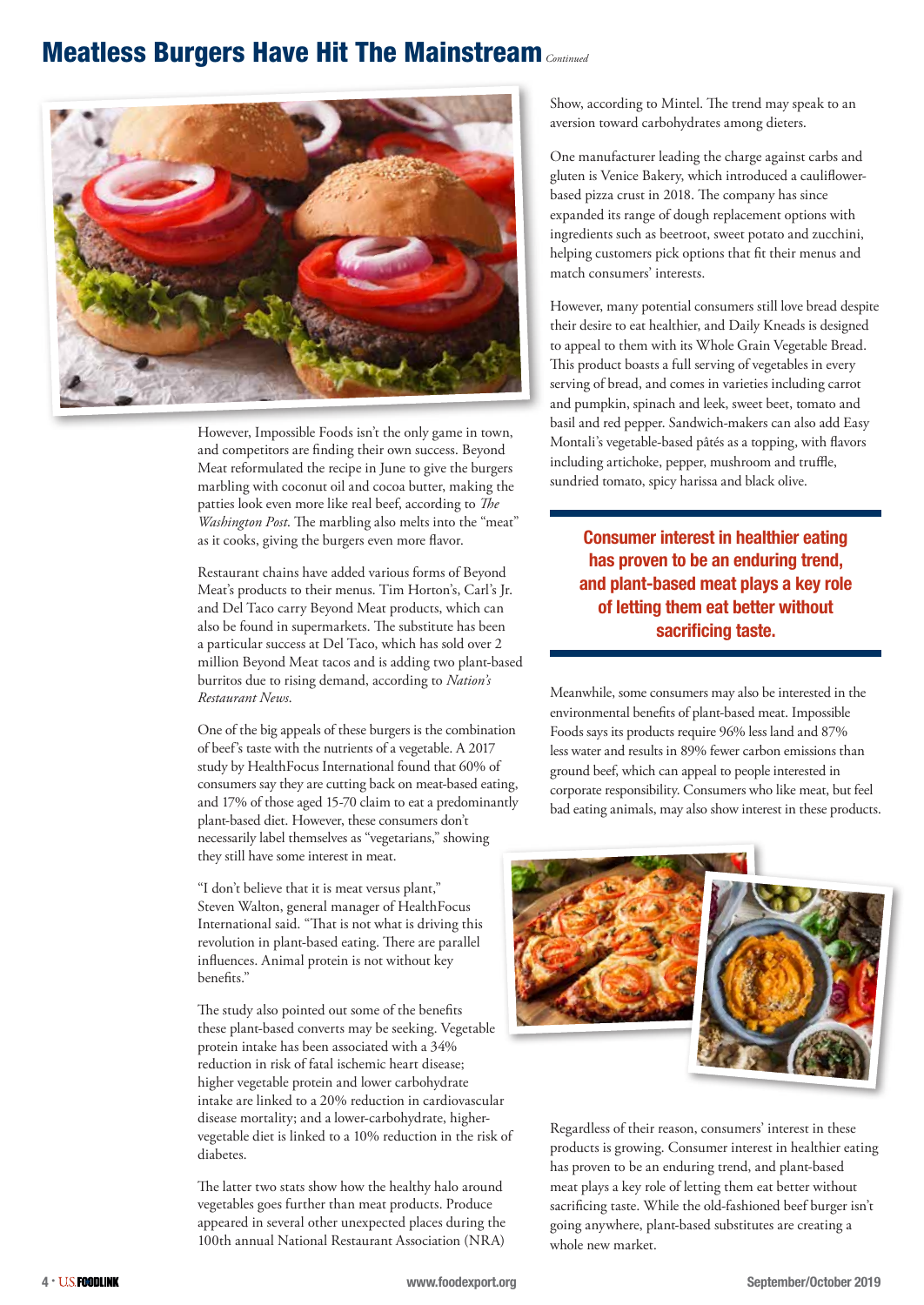# Meatless Burgers Have Hit The Mainstream *Continued*

However, Impossible Foods isn't the only game in town, and competitors are finding their own success. Beyond Meat reformulated the recipe in June to give the burgers marbling with coconut oil and cocoa butter, making the patties look even more like real beef, according to *The Washington Post*. The marbling also melts into the "meat" as it cooks, giving the burgers even more flavor.

Restaurant chains have added various forms of Beyond Meat's products to their menus. Tim Horton's, Carl's Jr. and Del Taco carry Beyond Meat products, which can also be found in supermarkets. The substitute has been a particular success at Del Taco, which has sold over 2 million Beyond Meat tacos and is adding two plant-based burritos due to rising demand, according to *Nation's Restaurant News*.

One of the big appeals of these burgers is the combination of beef's taste with the nutrients of a vegetable. A 2017 study by HealthFocus International found that 60% of consumers say they are cutting back on meat-based eating, and 17% of those aged 15-70 claim to eat a predominantly plant-based diet. However, these consumers don't necessarily label themselves as "vegetarians," showing they still have some interest in meat.

"I don't believe that it is meat versus plant," Steven Walton, general manager of HealthFocus International said. "That is not what is driving this revolution in plant-based eating. There are parallel influences. Animal protein is not without key benefits."

The study also pointed out some of the benefits these plant-based converts may be seeking. Vegetable protein intake has been associated with a 34% reduction in risk of fatal ischemic heart disease; higher vegetable protein and lower carbohydrate intake are linked to a 20% reduction in cardiovascular disease mortality; and a lower-carbohydrate, higher-vegetable diet is linked to a 10% reduction in the risk of diabetes.

The latter two stats show how the healthy halo around vegetables goes further than meat products. Produce appeared in several other unexpected places during the 100th annual National Restaurant Association (NRA) Show, according to Mintel. The trend may speak to an aversion toward carbohydrates among dieters.

One manufacturer leading the charge against carbs and gluten is Venice Bakery, which introduced a cauliflower-based pizza crust in 2018. The company has since expanded its range of dough replacement options with ingredients such as beetroot, sweet potato and zucchini, helping customers pick options that fit their menus and match consumers' interests.

However, many potential consumers still love bread despite their desire to eat healthier, and Daily Kneads is designed to appeal to them with its Whole Grain Vegetable Bread. This product boasts a full serving of vegetables in every serving of bread, and comes in varieties including carrot and pumpkin, spinach and leek, sweet beet, tomato and basil and red pepper. Sandwich-makers can also add Easy Montali's vegetable-based pâtés as a topping, with flavors including artichoke, pepper, mushroom and truffle, sundried tomato, spicy harissa and black olive.

**Consumer interest in healthier eating has proven to be an enduring trend, and plant-based meat plays a key role of letting them eat better without sacrificing taste.**

Meanwhile, some consumers may also be interested in the environmental benefits of plant-based meat. Impossible Foods says its products require 96% less land and 87% less water and results in 89% fewer carbon emissions than ground beef, which can appeal to people interested in corporate responsibility. Consumers who like meat, but feel bad eating animals, may also show interest in these products.

Regardless of their reason, consumers' interest in these products is growing. Consumer interest in healthier eating has proven to be an enduring trend, and plant-based meat plays a key role of letting them eat better without sacrificing taste. While the old-fashioned beef burger isn't going anywhere, plant-based substitutes are creating a whole new market.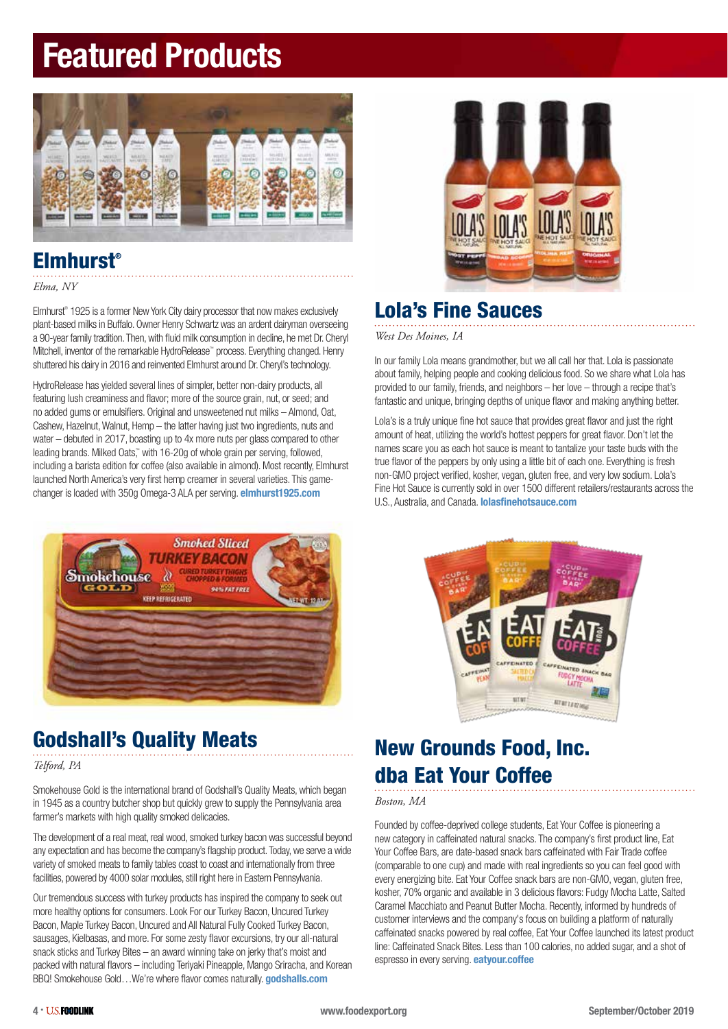# Featured Products

## Elmhurst®

*Elma, NY*

Elmhurst® 1925 is a former New York City dairy processor that now makes exclusively plant-based milks in Buffalo. Owner Henry Schwartz was an ardent dairyman overseeing a 90-year family tradition. Then, with fluid milk consumption in decline, he met Dr. Cheryl Mitchell, inventor of the remarkable HydroRelease™ process. Everything changed. Henry shuttered his dairy in 2016 and reinvented Elmhurst around Dr. Cheryl's technology.

HydroRelease has yielded several lines of simpler, better non-dairy products, all featuring lush creaminess and flavor; more of the source grain, nut, or seed; and no added gums or emulsifiers. Original and unsweetened nut milks – Almond, Oat, Cashew, Hazelnut, Walnut, Hemp – the latter having just two ingredients, nuts and water – debuted in 2017, boasting up to 4x more nuts per glass compared to other leading brands. Milked Oats™ with 16-20g of whole grain per serving, followed, including a barista edition for coffee (also available in almond). Most recently, Elmhurst launched North America's very first hemp creamer in several varieties. This game-changer is loaded with 350g Omega-3 ALA per serving. **elmhurst1925.com**

## Lola's Fine Sauces

*West Des Moines, IA*

In our family Lola means grandmother, but we all call her that. Lola is passionate about family, helping people and cooking delicious food. So we share what Lola has provided to our family, friends, and neighbors – her love – through a recipe that's fantastic and unique, bringing depths of unique flavor and making anything better.

Lola's is a truly unique fine hot sauce that provides great flavor and just the right amount of heat, utilizing the world's hottest peppers for great flavor. Don't let the names scare you as each hot sauce is meant to tantalize your taste buds with the true flavor of the peppers by only using a little bit of each one. Everything is fresh non-GMO project verified, kosher, vegan, gluten free, and very low sodium. Lola's Fine Hot Sauce is currently sold in over 1500 different retailers/restaurants across the U.S., Australia, and Canada. **lolasfinehotsauce.com**

## Godshall's Quality Meats

*Telford, PA*

Smokehouse Gold is the international brand of Godshall's Quality Meats, which began in 1945 as a country butcher shop but quickly grew to supply the Pennsylvania area farmer's markets with high quality smoked delicacies.

The development of a real meat, real wood, smoked turkey bacon was successful beyond any expectation and has become the company's flagship product. Today, we serve a wide variety of smoked meats to family tables coast to coast and internationally from three facilities, powered by 4000 solar modules, still right here in Eastern Pennsylvania.

Our tremendous success with turkey products has inspired the company to seek out more healthy options for consumers. Look For our Turkey Bacon, Uncured Turkey Bacon, Maple Turkey Bacon, Uncured and All Natural Fully Cooked Turkey Bacon, sausages, Kielbasas, and more. For some zesty flavor excursions, try our all-natural snack sticks and Turkey Bites – an award winning take on jerky that's moist and packed with natural flavors – including Teriyaki Pineapple, Mango Sriracha, and Korean BBQ! Smokehouse Gold…We're where flavor comes naturally. **godshalls.com**

## New Grounds Food, Inc. dba Eat Your Coffee

*Boston, MA*

Founded by coffee-deprived college students, Eat Your Coffee is pioneering a new category in caffeinated natural snacks. The company's first product line, Eat Your Coffee Bars, are date-based snack bars caffeinated with Fair Trade coffee (comparable to one cup) and made with real ingredients so you can feel good with every energizing bite. Eat Your Coffee snack bars are non-GMO, vegan, gluten free, kosher, 70% organic and available in 3 delicious flavors: Fudgy Mocha Latte, Salted Caramel Macchiato and Peanut Butter Mocha. Recently, informed by hundreds of customer interviews and the company's focus on building a platform of naturally caffeinated snacks powered by real coffee, Eat Your Coffee launched its latest product line: Caffeinated Snack Bites. Less than 100 calories, no added sugar, and a shot of espresso in every serving. **eatyour.coffee**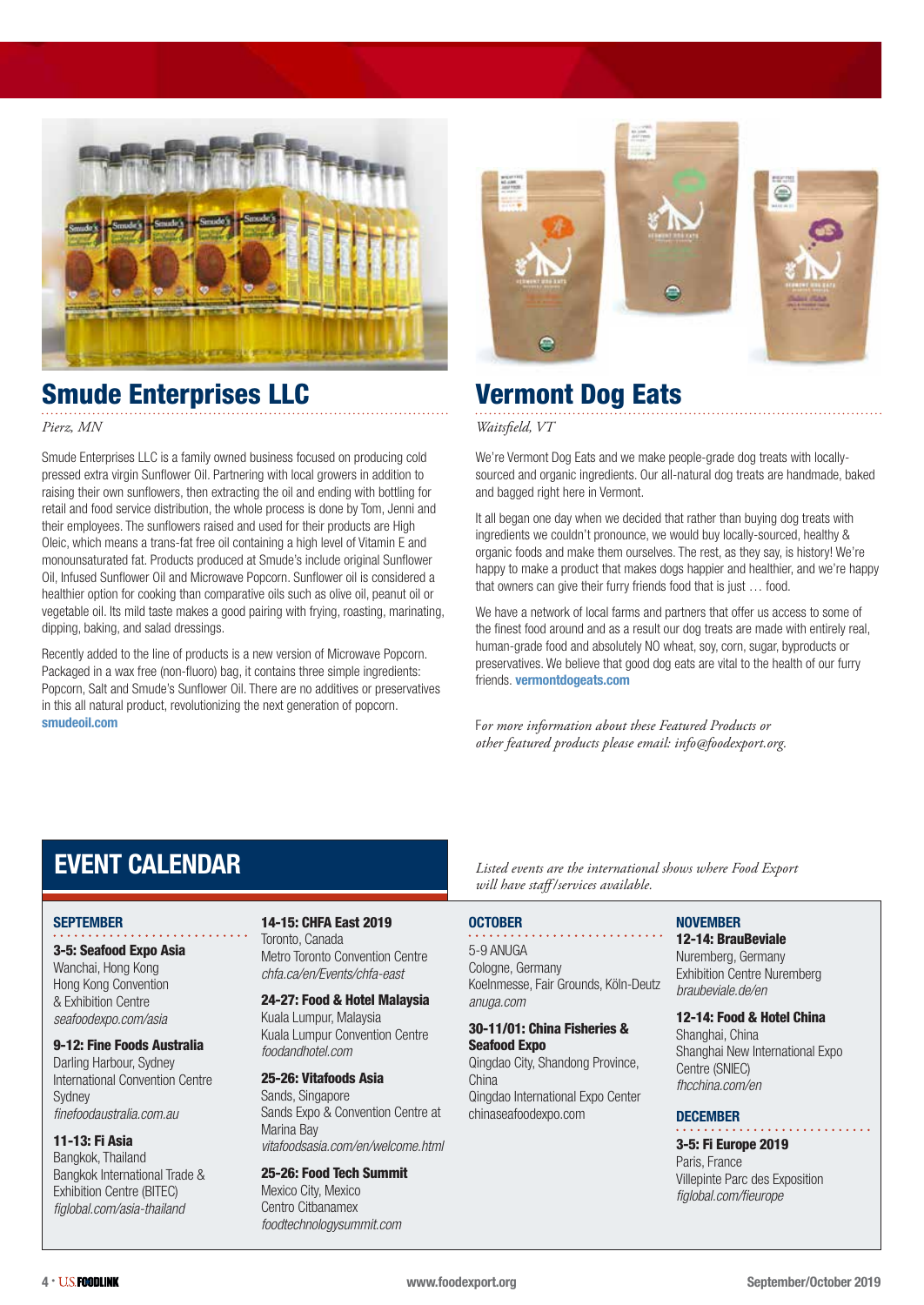## Smude Enterprises LLC

*Pierz, MN*

Smude Enterprises LLC is a family owned business focused on producing cold pressed extra virgin Sunflower Oil. Partnering with local growers in addition to raising their own sunflowers, then extracting the oil and ending with bottling for retail and food service distribution, the whole process is done by Tom, Jenni and their employees. The sunflowers raised and used for their products are High Oleic, which means a trans-fat free oil containing a high level of Vitamin E and monounsaturated fat. Products produced at Smude's include original Sunflower Oil, Infused Sunflower Oil and Microwave Popcorn. Sunflower oil is considered a healthier option for cooking than comparative oils such as olive oil, peanut oil or vegetable oil. Its mild taste makes a good pairing with frying, roasting, marinating, dipping, baking, and salad dressings.

Recently added to the line of products is a new version of Microwave Popcorn. Packaged in a wax free (non-fluoro) bag, it contains three simple ingredients: Popcorn, Salt and Smude's Sunflower Oil. There are no additives or preservatives in this all natural product, revolutionizing the next generation of popcorn. **smudeoil.com**

## Vermont Dog Eats

*Waitsfield, VT*

We're Vermont Dog Eats and we make people-grade dog treats with locally-sourced and organic ingredients. Our all-natural dog treats are handmade, baked and bagged right here in Vermont.

It all began one day when we decided that rather than buying dog treats with ingredients we couldn't pronounce, we would buy locally-sourced, healthy & organic foods and make them ourselves. The rest, as they say, is history! We're happy to make a product that makes dogs happier and healthier, and we're happy that owners can give their furry friends food that is just … food.

We have a network of local farms and partners that offer us access to some of the finest food around and as a result our dog treats are made with entirely real, human-grade food and absolutely NO wheat, soy, corn, sugar, byproducts or preservatives. We believe that good dog eats are vital to the health of our furry friends. **vermontdogeats.com**

*For more information about these Featured Products or other featured products please email: info@foodexport.org.*

## EVENT CALENDAR

*Listed events are the international shows where Food Export will have staff/services available.*

### SEPTEMBER

**3-5: Seafood Expo Asia**
Wanchai, Hong Kong
Hong Kong Convention & Exhibition Centre
*seafoodexpo.com/asia*

**9-12: Fine Foods Australia**
Darling Harbour, Sydney
International Convention Centre Sydney
*finefoodaustralia.com.au*

**11-13: Fi Asia**
Bangkok, Thailand
Bangkok International Trade & Exhibition Centre (BITEC)
*figlobal.com/asia-thailand*

**14-15: CHFA East 2019**
Toronto, Canada
Metro Toronto Convention Centre
*chfa.ca/en/Events/chfa-east*

**24-27: Food & Hotel Malaysia**
Kuala Lumpur, Malaysia
Kuala Lumpur Convention Centre
*foodandhotel.com*

**25-26: Vitafoods Asia**
Sands, Singapore
Sands Expo & Convention Centre at Marina Bay
*vitafoodsasia.com/en/welcome.html*

**25-26: Food Tech Summit**
Mexico City, Mexico
Centro Citbanamex
*foodtechnologysummit.com*

### OCTOBER

5-9 ANUGA
Cologne, Germany
Koelnmesse, Fair Grounds, Köln-Deutz
*anuga.com*

**30-11/01: China Fisheries & Seafood Expo**
Qingdao City, Shandong Province, China
Qingdao International Expo Center
chinaseafoodexpo.com

### NOVEMBER

**12-14: BrauBeviale**
Nuremberg, Germany
Exhibition Centre Nuremberg
*braubeviale.de/en*

**12-14: Food & Hotel China**
Shanghai, China
Shanghai New International Expo Centre (SNIEC)
*fhcchina.com/en*

### DECEMBER

**3-5: Fi Europe 2019**
Paris, France
Villepinte Parc des Exposition
*figlobal.com/fieurope*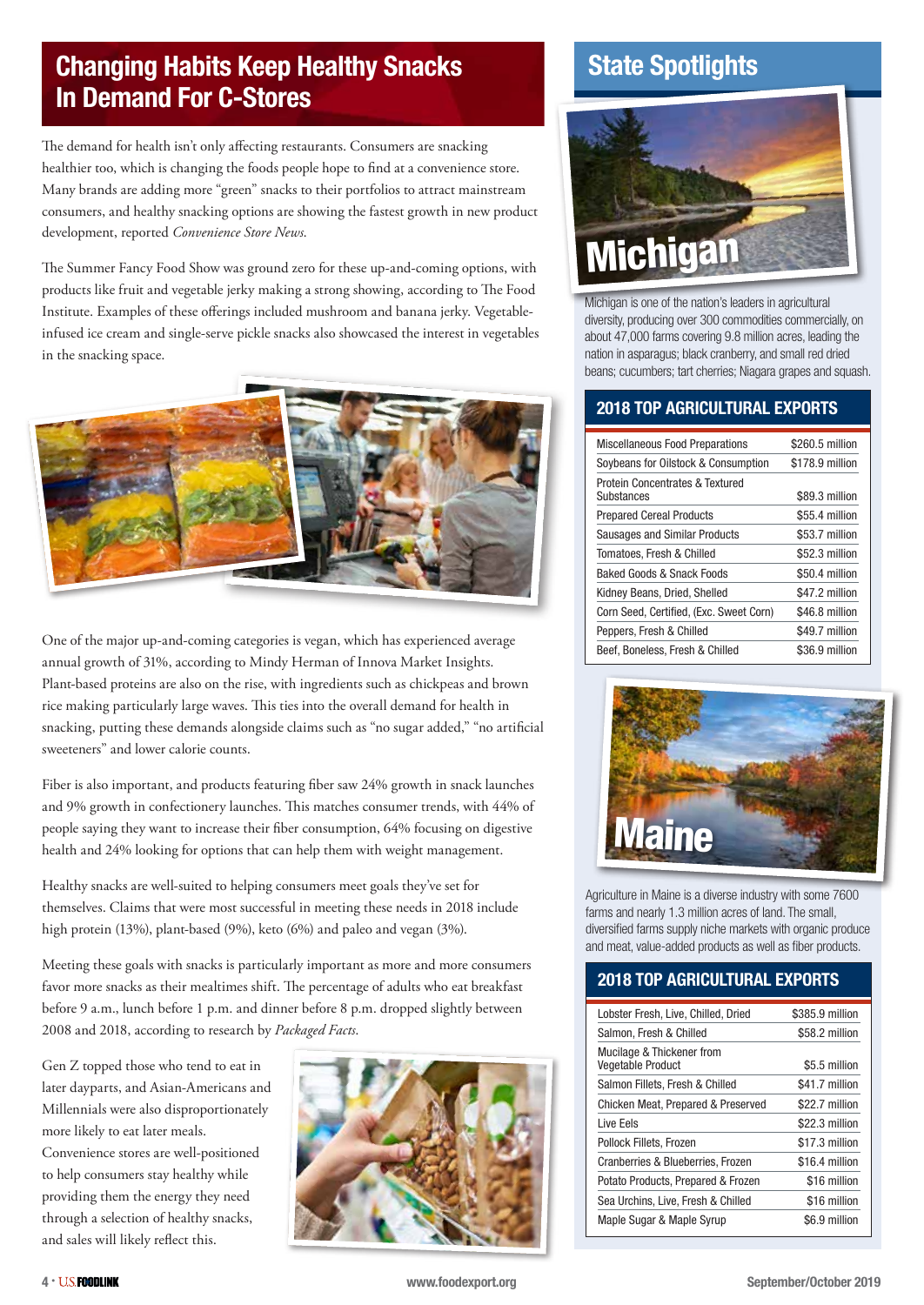## Changing Habits Keep Healthy Snacks In Demand For C-Stores

The demand for health isn't only affecting restaurants. Consumers are snacking healthier too, which is changing the foods people hope to find at a convenience store. Many brands are adding more "green" snacks to their portfolios to attract mainstream consumers, and healthy snacking options are showing the fastest growth in new product development, reported *Convenience Store News*.

The Summer Fancy Food Show was ground zero for these up-and-coming options, with products like fruit and vegetable jerky making a strong showing, according to The Food Institute. Examples of these offerings included mushroom and banana jerky. Vegetable-infused ice cream and single-serve pickle snacks also showcased the interest in vegetables in the snacking space.

One of the major up-and-coming categories is vegan, which has experienced average annual growth of 31%, according to Mindy Herman of Innova Market Insights. Plant-based proteins are also on the rise, with ingredients such as chickpeas and brown rice making particularly large waves. This ties into the overall demand for health in snacking, putting these demands alongside claims such as "no sugar added," "no artificial sweeteners" and lower calorie counts.

Fiber is also important, and products featuring fiber saw 24% growth in snack launches and 9% growth in confectionery launches. This matches consumer trends, with 44% of people saying they want to increase their fiber consumption, 64% focusing on digestive health and 24% looking for options that can help them with weight management.

Healthy snacks are well-suited to helping consumers meet goals they've set for themselves. Claims that were most successful in meeting these needs in 2018 include high protein (13%), plant-based (9%), keto (6%) and paleo and vegan (3%).

Meeting these goals with snacks is particularly important as more and more consumers favor more snacks as their mealtimes shift. The percentage of adults who eat breakfast before 9 a.m., lunch before 1 p.m. and dinner before 8 p.m. dropped slightly between 2008 and 2018, according to research by *Packaged Facts*.

Gen Z topped those who tend to eat in later dayparts, and Asian-Americans and Millennials were also disproportionately more likely to eat later meals. Convenience stores are well-positioned to help consumers stay healthy while providing them the energy they need through a selection of healthy snacks, and sales will likely reflect this.

## State Spotlights

### Michigan

Michigan is one of the nation's leaders in agricultural diversity, producing over 300 commodities commercially, on about 47,000 farms covering 9.8 million acres, leading the nation in asparagus; black cranberry, and small red dried beans; cucumbers; tart cherries; Niagara grapes and squash.

#### 2018 TOP AGRICULTURAL EXPORTS

| Product | Value |
| --- | --- |
| Miscellaneous Food Preparations | $260.5 million |
| Soybeans for Oilstock & Consumption | $178.9 million |
| Protein Concentrates & Textured Substances | $89.3 million |
| Prepared Cereal Products | $55.4 million |
| Sausages and Similar Products | $53.7 million |
| Tomatoes, Fresh & Chilled | $52.3 million |
| Baked Goods & Snack Foods | $50.4 million |
| Kidney Beans, Dried, Shelled | $47.2 million |
| Corn Seed, Certified, (Exc. Sweet Corn) | $46.8 million |
| Peppers, Fresh & Chilled | $49.7 million |
| Beef, Boneless, Fresh & Chilled | $36.9 million |

### Maine

Agriculture in Maine is a diverse industry with some 7600 farms and nearly 1.3 million acres of land. The small, diversified farms supply niche markets with organic produce and meat, value-added products as well as fiber products.

#### 2018 TOP AGRICULTURAL EXPORTS

| Product | Value |
| --- | --- |
| Lobster Fresh, Live, Chilled, Dried | $385.9 million |
| Salmon, Fresh & Chilled | $58.2 million |
| Mucilage & Thickener from Vegetable Product | $5.5 million |
| Salmon Fillets, Fresh & Chilled | $41.7 million |
| Chicken Meat, Prepared & Preserved | $22.7 million |
| Live Eels | $22.3 million |
| Pollock Fillets, Frozen | $17.3 million |
| Cranberries & Blueberries, Frozen | $16.4 million |
| Potato Products, Prepared & Frozen | $16 million |
| Sea Urchins, Live, Fresh & Chilled | $16 million |
| Maple Sugar & Maple Syrup | $6.9 million |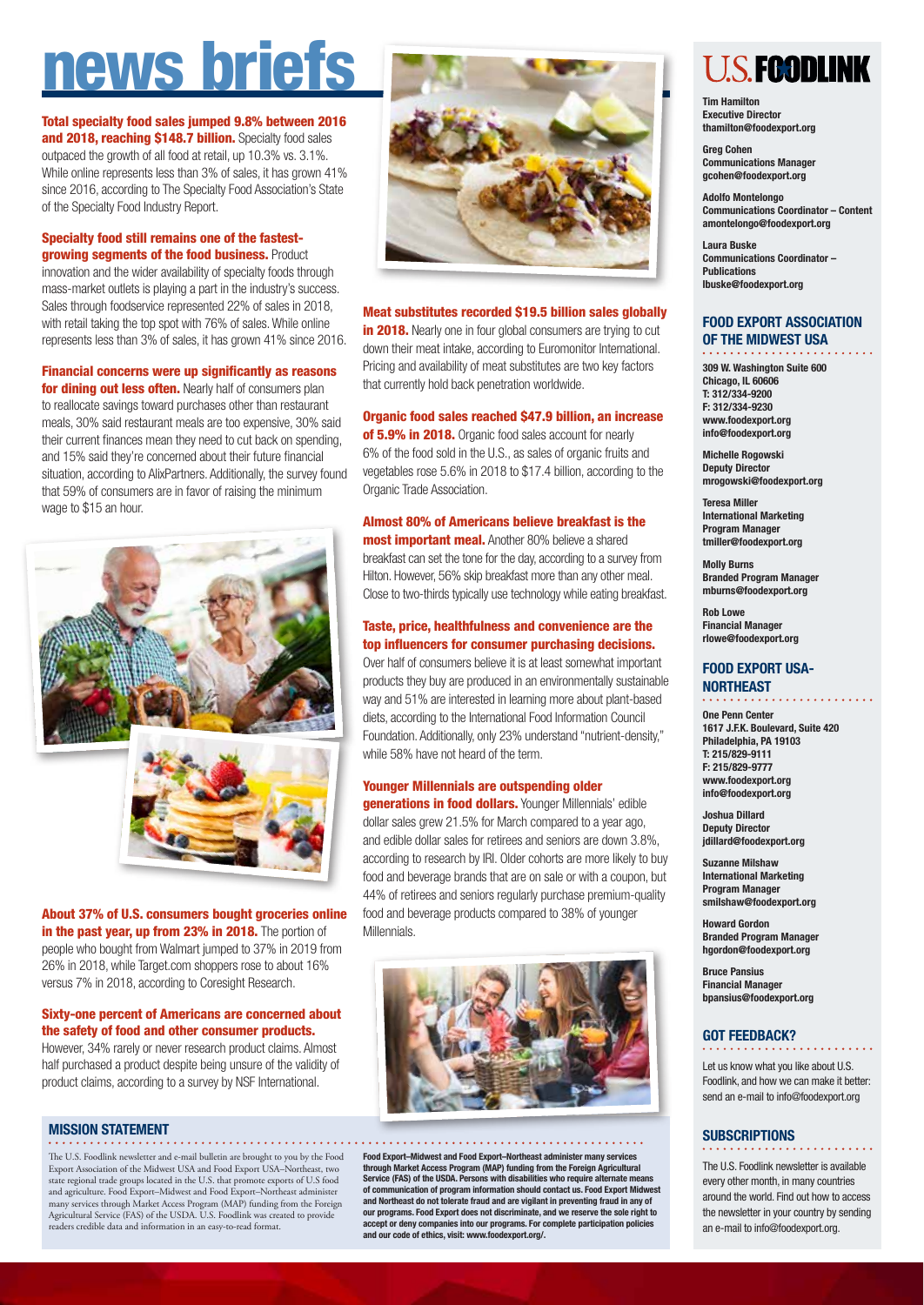# news briefs

**Total specialty food sales jumped 9.8% between 2016 and 2018, reaching $148.7 billion.** Specialty food sales outpaced the growth of all food at retail, up 10.3% vs. 3.1%. While online represents less than 3% of sales, it has grown 41% since 2016, according to The Specialty Food Association's State of the Specialty Food Industry Report.

**Specialty food still remains one of the fastest-growing segments of the food business.** Product innovation and the wider availability of specialty foods through mass-market outlets is playing a part in the industry's success. Sales through foodservice represented 22% of sales in 2018, with retail taking the top spot with 76% of sales. While online represents less than 3% of sales, it has grown 41% since 2016.

**Financial concerns were up significantly as reasons for dining out less often.** Nearly half of consumers plan to reallocate savings toward purchases other than restaurant meals, 30% said restaurant meals are too expensive, 30% said their current finances mean they need to cut back on spending, and 15% said they're concerned about their future financial situation, according to AlixPartners. Additionally, the survey found that 59% of consumers are in favor of raising the minimum wage to $15 an hour.

**About 37% of U.S. consumers bought groceries online in the past year, up from 23% in 2018.** The portion of people who bought from Walmart jumped to 37% in 2019 from 26% in 2018, while Target.com shoppers rose to about 16% versus 7% in 2018, according to Coresight Research.

**Sixty-one percent of Americans are concerned about the safety of food and other consumer products.** However, 34% rarely or never research product claims. Almost half purchased a product despite being unsure of the validity of product claims, according to a survey by NSF International.

**Meat substitutes recorded $19.5 billion sales globally in 2018.** Nearly one in four global consumers are trying to cut down their meat intake, according to Euromonitor International. Pricing and availability of meat substitutes are two key factors that currently hold back penetration worldwide.

**Organic food sales reached $47.9 billion, an increase of 5.9% in 2018.** Organic food sales account for nearly 6% of the food sold in the U.S., as sales of organic fruits and vegetables rose 5.6% in 2018 to $17.4 billion, according to the Organic Trade Association.

**Almost 80% of Americans believe breakfast is the most important meal.** Another 80% believe a shared breakfast can set the tone for the day, according to a survey from Hilton. However, 56% skip breakfast more than any other meal. Close to two-thirds typically use technology while eating breakfast.

**Taste, price, healthfulness and convenience are the top influencers for consumer purchasing decisions.** Over half of consumers believe it is at least somewhat important products they buy are produced in an environmentally sustainable way and 51% are interested in learning more about plant-based diets, according to the International Food Information Council Foundation. Additionally, only 23% understand "nutrient-density," while 58% have not heard of the term.

**Younger Millennials are outspending older generations in food dollars.** Younger Millennials' edible dollar sales grew 21.5% for March compared to a year ago, and edible dollar sales for retirees and seniors are down 3.8%, according to research by IRI. Older cohorts are more likely to buy food and beverage brands that are on sale or with a coupon, but 44% of retirees and seniors regularly purchase premium-quality food and beverage products compared to 38% of younger Millennials.

## MISSION STATEMENT

The U.S. Foodlink newsletter and e-mail bulletin are brought to you by the Food Export Association of the Midwest USA and Food Export USA–Northeast, two state regional trade groups located in the U.S. that promote exports of U.S food and agriculture. Food Export–Midwest and Food Export–Northeast administer many services through Market Access Program (MAP) funding from the Foreign Agricultural Service (FAS) of the USDA. U.S. Foodlink was created to provide readers credible data and information in an easy-to-read format.

**Food Export–Midwest and Food Export–Northeast administer many services through Market Access Program (MAP) funding from the Foreign Agricultural Service (FAS) of the USDA. Persons with disabilities who require alternate means of communication of program information should contact us. Food Export Midwest and Northeast do not tolerate fraud and are vigilant in preventing fraud in any of our programs. Food Export does not discriminate, and we reserve the sole right to accept or deny companies into our programs. For complete participation policies and our code of ethics, visit: www.foodexport.org/.**

# U.S. FOODLINK

**Tim Hamilton**
**Executive Director**
**thamilton@foodexport.org**

**Greg Cohen**
**Communications Manager**
**gcohen@foodexport.org**

**Adolfo Montelongo**
**Communications Coordinator – Content**
**amontelongo@foodexport.org**

**Laura Buske**
**Communications Coordinator – Publications**
**lbuske@foodexport.org**

## FOOD EXPORT ASSOCIATION OF THE MIDWEST USA

**309 W. Washington Suite 600**
**Chicago, IL 60606**
**T: 312/334-9200**
**F: 312/334-9230**
**www.foodexport.org**
**info@foodexport.org**

**Michelle Rogowski**
**Deputy Director**
**mrogowski@foodexport.org**

**Teresa Miller**
**International Marketing Program Manager**
**tmiller@foodexport.org**

**Molly Burns**
**Branded Program Manager**
**mburns@foodexport.org**

**Rob Lowe**
**Financial Manager**
**rlowe@foodexport.org**

## FOOD EXPORT USA-NORTHEAST

**One Penn Center**
**1617 J.F.K. Boulevard, Suite 420**
**Philadelphia, PA 19103**
**T: 215/829-9111**
**F: 215/829-9777**
**www.foodexport.org**
**info@foodexport.org**

**Joshua Dillard**
**Deputy Director**
**jdillard@foodexport.org**

**Suzanne Milshaw**
**International Marketing Program Manager**
**smilshaw@foodexport.org**

**Howard Gordon**
**Branded Program Manager**
**hgordon@foodexport.org**

**Bruce Pansius**
**Financial Manager**
**bpansius@foodexport.org**

## GOT FEEDBACK?

Let us know what you like about U.S. Foodlink, and how we can make it better: send an e-mail to info@foodexport.org

## SUBSCRIPTIONS

The U.S. Foodlink newsletter is available every other month, in many countries around the world. Find out how to access the newsletter in your country by sending an e-mail to info@foodexport.org.